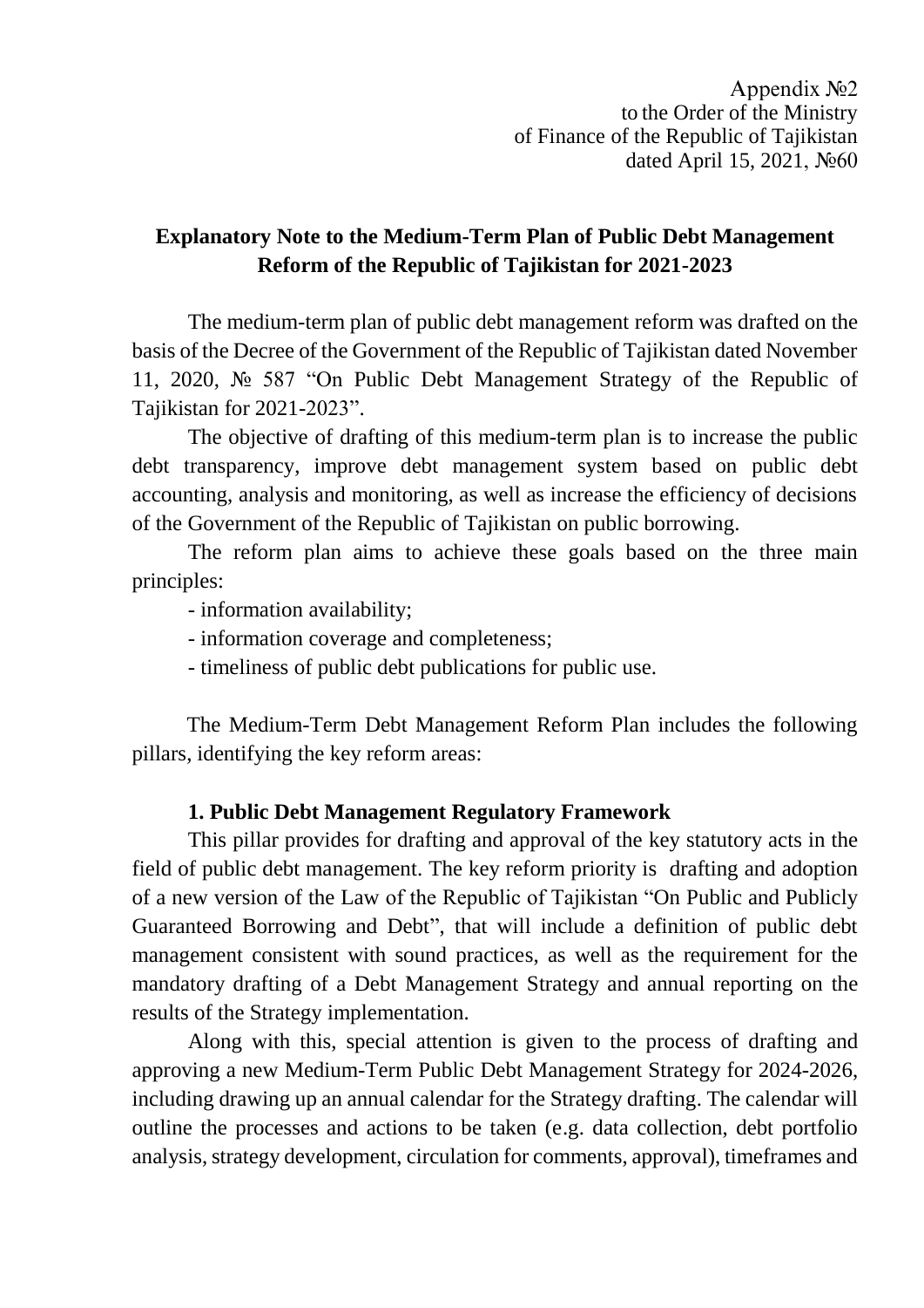Appendix №2
to the Order of the Ministry
of Finance of the Republic of Tajikistan
dated April 15, 2021, №60

## Explanatory Note to the Medium-Term Plan of Public Debt Management Reform of the Republic of Tajikistan for 2021-2023

The medium-term plan of public debt management reform was drafted on the basis of the Decree of the Government of the Republic of Tajikistan dated November 11, 2020, № 587 "On Public Debt Management Strategy of the Republic of Tajikistan for 2021-2023".

The objective of drafting of this medium-term plan is to increase the public debt transparency, improve debt management system based on public debt accounting, analysis and monitoring, as well as increase the efficiency of decisions of the Government of the Republic of Tajikistan on public borrowing.

The reform plan aims to achieve these goals based on the three main principles:

- information availability;
- information coverage and completeness;
- timeliness of public debt publications for public use.

The Medium-Term Debt Management Reform Plan includes the following pillars, identifying the key reform areas:

### 1. Public Debt Management Regulatory Framework

This pillar provides for drafting and approval of the key statutory acts in the field of public debt management. The key reform priority is drafting and adoption of a new version of the Law of the Republic of Tajikistan "On Public and Publicly Guaranteed Borrowing and Debt", that will include a definition of public debt management consistent with sound practices, as well as the requirement for the mandatory drafting of a Debt Management Strategy and annual reporting on the results of the Strategy implementation.

Along with this, special attention is given to the process of drafting and approving a new Medium-Term Public Debt Management Strategy for 2024-2026, including drawing up an annual calendar for the Strategy drafting. The calendar will outline the processes and actions to be taken (e.g. data collection, debt portfolio analysis, strategy development, circulation for comments, approval), timeframes and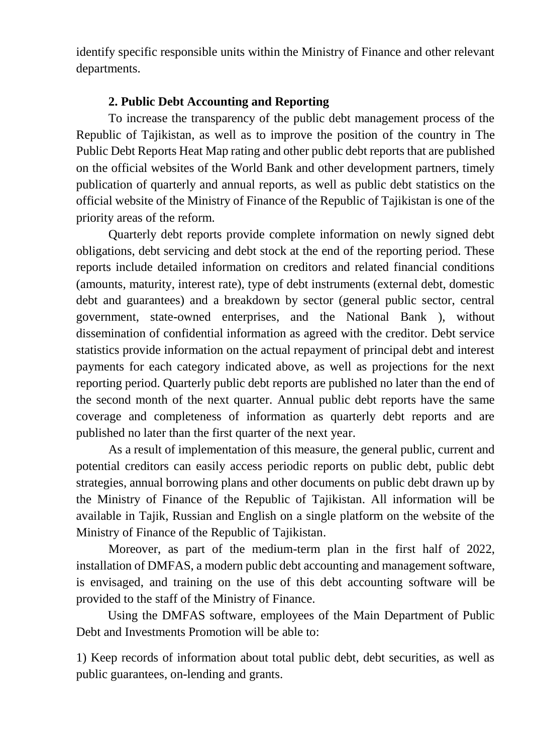identify specific responsible units within the Ministry of Finance and other relevant departments.

### 2. Public Debt Accounting and Reporting

To increase the transparency of the public debt management process of the Republic of Tajikistan, as well as to improve the position of the country in The Public Debt Reports Heat Map rating and other public debt reports that are published on the official websites of the World Bank and other development partners, timely publication of quarterly and annual reports, as well as public debt statistics on the official website of the Ministry of Finance of the Republic of Tajikistan is one of the priority areas of the reform.

Quarterly debt reports provide complete information on newly signed debt obligations, debt servicing and debt stock at the end of the reporting period. These reports include detailed information on creditors and related financial conditions (amounts, maturity, interest rate), type of debt instruments (external debt, domestic debt and guarantees) and a breakdown by sector (general public sector, central government, state-owned enterprises, and the National Bank ), without dissemination of confidential information as agreed with the creditor. Debt service statistics provide information on the actual repayment of principal debt and interest payments for each category indicated above, as well as projections for the next reporting period. Quarterly public debt reports are published no later than the end of the second month of the next quarter. Annual public debt reports have the same coverage and completeness of information as quarterly debt reports and are published no later than the first quarter of the next year.

As a result of implementation of this measure, the general public, current and potential creditors can easily access periodic reports on public debt, public debt strategies, annual borrowing plans and other documents on public debt drawn up by the Ministry of Finance of the Republic of Tajikistan. All information will be available in Tajik, Russian and English on a single platform on the website of the Ministry of Finance of the Republic of Tajikistan.

Moreover, as part of the medium-term plan in the first half of 2022, installation of DMFAS, a modern public debt accounting and management software, is envisaged, and training on the use of this debt accounting software will be provided to the staff of the Ministry of Finance.

Using the DMFAS software, employees of the Main Department of Public Debt and Investments Promotion will be able to:

1) Keep records of information about total public debt, debt securities, as well as public guarantees, on-lending and grants.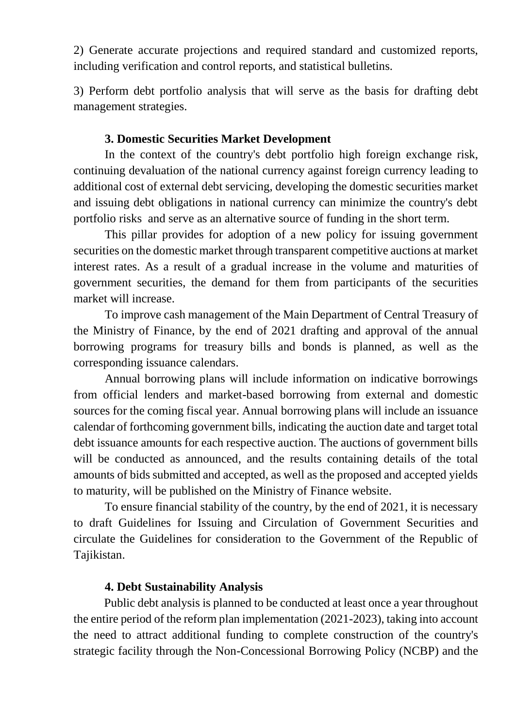2) Generate accurate projections and required standard and customized reports, including verification and control reports, and statistical bulletins.

3) Perform debt portfolio analysis that will serve as the basis for drafting debt management strategies.

### 3. Domestic Securities Market Development

In the context of the country's debt portfolio high foreign exchange risk, continuing devaluation of the national currency against foreign currency leading to additional cost of external debt servicing, developing the domestic securities market and issuing debt obligations in national currency can minimize the country's debt portfolio risks and serve as an alternative source of funding in the short term.

This pillar provides for adoption of a new policy for issuing government securities on the domestic market through transparent competitive auctions at market interest rates. As a result of a gradual increase in the volume and maturities of government securities, the demand for them from participants of the securities market will increase.

To improve cash management of the Main Department of Central Treasury of the Ministry of Finance, by the end of 2021 drafting and approval of the annual borrowing programs for treasury bills and bonds is planned, as well as the corresponding issuance calendars.

Annual borrowing plans will include information on indicative borrowings from official lenders and market-based borrowing from external and domestic sources for the coming fiscal year. Annual borrowing plans will include an issuance calendar of forthcoming government bills, indicating the auction date and target total debt issuance amounts for each respective auction. The auctions of government bills will be conducted as announced, and the results containing details of the total amounts of bids submitted and accepted, as well as the proposed and accepted yields to maturity, will be published on the Ministry of Finance website.

To ensure financial stability of the country, by the end of 2021, it is necessary to draft Guidelines for Issuing and Circulation of Government Securities and circulate the Guidelines for consideration to the Government of the Republic of Tajikistan.

### 4. Debt Sustainability Analysis

Public debt analysis is planned to be conducted at least once a year throughout the entire period of the reform plan implementation (2021-2023), taking into account the need to attract additional funding to complete construction of the country's strategic facility through the Non-Concessional Borrowing Policy (NCBP) and the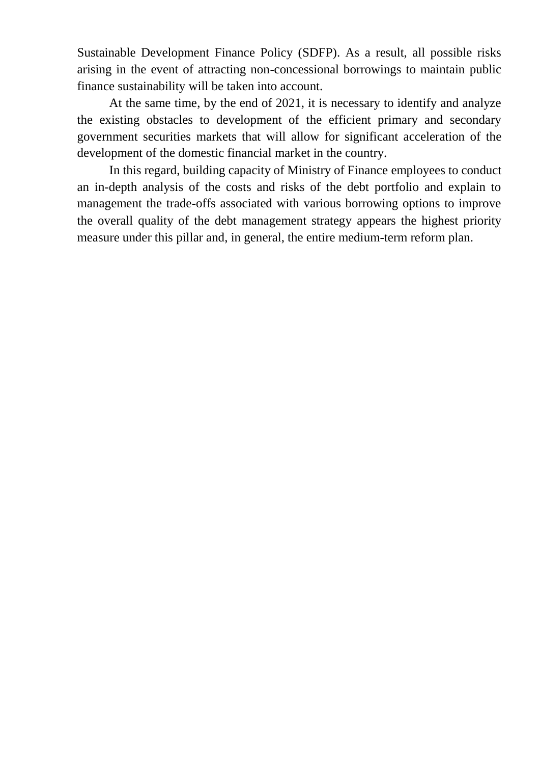Sustainable Development Finance Policy (SDFP). As a result, all possible risks arising in the event of attracting non-concessional borrowings to maintain public finance sustainability will be taken into account.

At the same time, by the end of 2021, it is necessary to identify and analyze the existing obstacles to development of the efficient primary and secondary government securities markets that will allow for significant acceleration of the development of the domestic financial market in the country.

In this regard, building capacity of Ministry of Finance employees to conduct an in-depth analysis of the costs and risks of the debt portfolio and explain to management the trade-offs associated with various borrowing options to improve the overall quality of the debt management strategy appears the highest priority measure under this pillar and, in general, the entire medium-term reform plan.